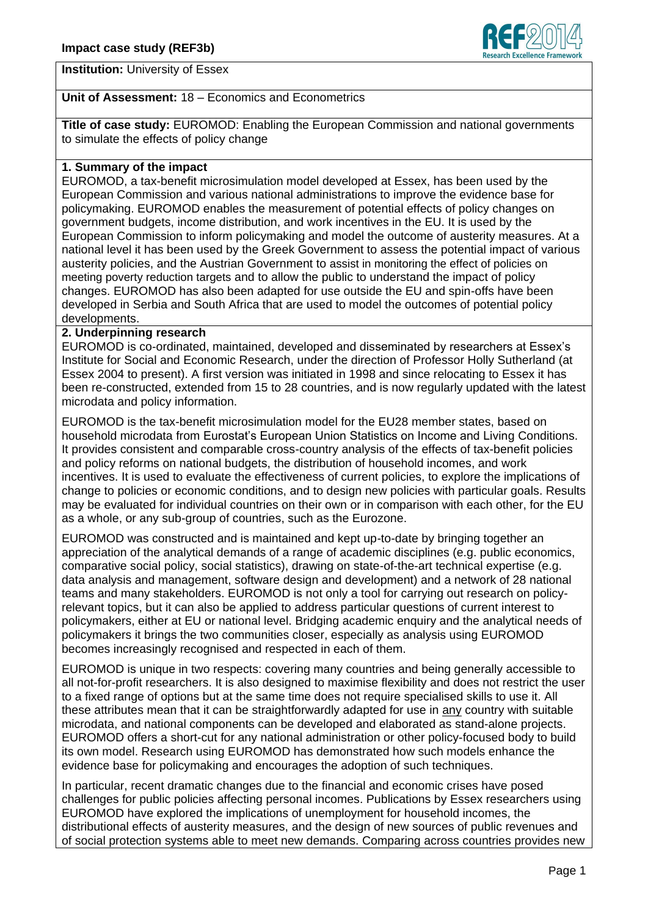**Impact case study (REF3b)**

**Institution:** University of Essex

**Unit of Assessment:** 18 – Economics and Econometrics

**Title of case study:** EUROMOD: Enabling the European Commission and national governments to simulate the effects of policy change

## 1. Summary of the impact

EUROMOD, a tax-benefit microsimulation model developed at Essex, has been used by the European Commission and various national administrations to improve the evidence base for policymaking. EUROMOD enables the measurement of potential effects of policy changes on government budgets, income distribution, and work incentives in the EU. It is used by the European Commission to inform policymaking and model the outcome of austerity measures. At a national level it has been used by the Greek Government to assess the potential impact of various austerity policies, and the Austrian Government to assist in monitoring the effect of policies on meeting poverty reduction targets and to allow the public to understand the impact of policy changes. EUROMOD has also been adapted for use outside the EU and spin-offs have been developed in Serbia and South Africa that are used to model the outcomes of potential policy developments.

## 2. Underpinning research

EUROMOD is co-ordinated, maintained, developed and disseminated by researchers at Essex's Institute for Social and Economic Research, under the direction of Professor Holly Sutherland (at Essex 2004 to present). A first version was initiated in 1998 and since relocating to Essex it has been re-constructed, extended from 15 to 28 countries, and is now regularly updated with the latest microdata and policy information.

EUROMOD is the tax-benefit microsimulation model for the EU28 member states, based on household microdata from Eurostat's European Union Statistics on Income and Living Conditions. It provides consistent and comparable cross-country analysis of the effects of tax-benefit policies and policy reforms on national budgets, the distribution of household incomes, and work incentives. It is used to evaluate the effectiveness of current policies, to explore the implications of change to policies or economic conditions, and to design new policies with particular goals. Results may be evaluated for individual countries on their own or in comparison with each other, for the EU as a whole, or any sub-group of countries, such as the Eurozone.

EUROMOD was constructed and is maintained and kept up-to-date by bringing together an appreciation of the analytical demands of a range of academic disciplines (e.g. public economics, comparative social policy, social statistics), drawing on state-of-the-art technical expertise (e.g. data analysis and management, software design and development) and a network of 28 national teams and many stakeholders. EUROMOD is not only a tool for carrying out research on policy-relevant topics, but it can also be applied to address particular questions of current interest to policymakers, either at EU or national level. Bridging academic enquiry and the analytical needs of policymakers it brings the two communities closer, especially as analysis using EUROMOD becomes increasingly recognised and respected in each of them.

EUROMOD is unique in two respects: covering many countries and being generally accessible to all not-for-profit researchers. It is also designed to maximise flexibility and does not restrict the user to a fixed range of options but at the same time does not require specialised skills to use it. All these attributes mean that it can be straightforwardly adapted for use in any country with suitable microdata, and national components can be developed and elaborated as stand-alone projects. EUROMOD offers a short-cut for any national administration or other policy-focused body to build its own model. Research using EUROMOD has demonstrated how such models enhance the evidence base for policymaking and encourages the adoption of such techniques.

In particular, recent dramatic changes due to the financial and economic crises have posed challenges for public policies affecting personal incomes. Publications by Essex researchers using EUROMOD have explored the implications of unemployment for household incomes, the distributional effects of austerity measures, and the design of new sources of public revenues and of social protection systems able to meet new demands. Comparing across countries provides new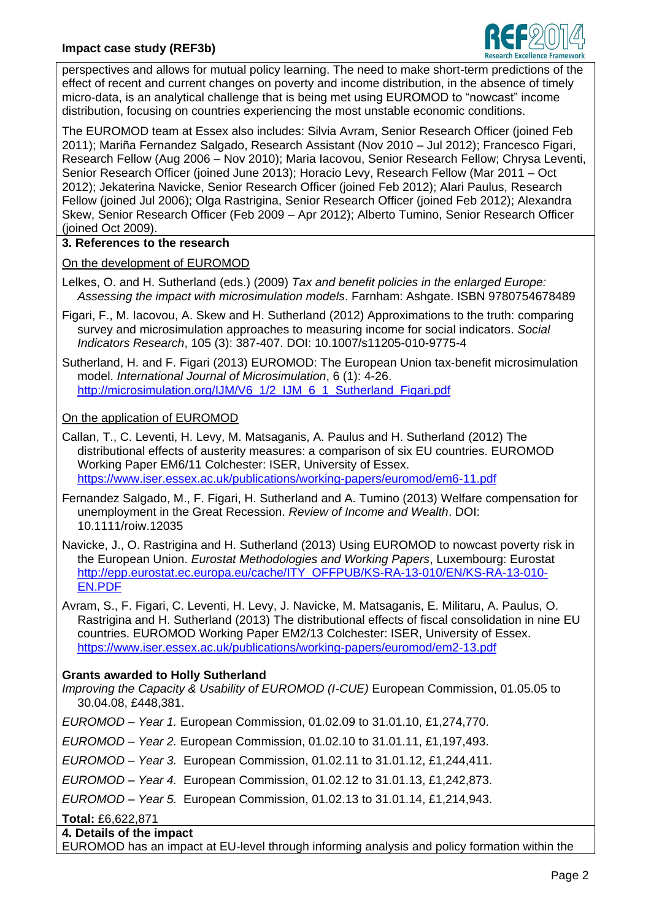perspectives and allows for mutual policy learning. The need to make short-term predictions of the effect of recent and current changes on poverty and income distribution, in the absence of timely micro-data, is an analytical challenge that is being met using EUROMOD to "nowcast" income distribution, focusing on countries experiencing the most unstable economic conditions.

The EUROMOD team at Essex also includes: Silvia Avram, Senior Research Officer (joined Feb 2011); Mariña Fernandez Salgado, Research Assistant (Nov 2010 – Jul 2012); Francesco Figari, Research Fellow (Aug 2006 – Nov 2010); Maria Iacovou, Senior Research Fellow; Chrysa Leventi, Senior Research Officer (joined June 2013); Horacio Levy, Research Fellow (Mar 2011 – Oct 2012); Jekaterina Navicke, Senior Research Officer (joined Feb 2012); Alari Paulus, Research Fellow (joined Jul 2006); Olga Rastrigina, Senior Research Officer (joined Feb 2012); Alexandra Skew, Senior Research Officer (Feb 2009 – Apr 2012); Alberto Tumino, Senior Research Officer (joined Oct 2009).

## 3. References to the research

On the development of EUROMOD

Lelkes, O. and H. Sutherland (eds.) (2009) *Tax and benefit policies in the enlarged Europe: Assessing the impact with microsimulation models*. Farnham: Ashgate. ISBN 9780754678489

Figari, F., M. Iacovou, A. Skew and H. Sutherland (2012) Approximations to the truth: comparing survey and microsimulation approaches to measuring income for social indicators. *Social Indicators Research*, 105 (3): 387-407. DOI: 10.1007/s11205-010-9775-4

Sutherland, H. and F. Figari (2013) EUROMOD: The European Union tax-benefit microsimulation model. *International Journal of Microsimulation*, 6 (1): 4-26. http://microsimulation.org/IJM/V6_1/2_IJM_6_1_Sutherland_Figari.pdf

On the application of EUROMOD

Callan, T., C. Leventi, H. Levy, M. Matsaganis, A. Paulus and H. Sutherland (2012) The distributional effects of austerity measures: a comparison of six EU countries. EUROMOD Working Paper EM6/11 Colchester: ISER, University of Essex. https://www.iser.essex.ac.uk/publications/working-papers/euromod/em6-11.pdf

Fernandez Salgado, M., F. Figari, H. Sutherland and A. Tumino (2013) Welfare compensation for unemployment in the Great Recession. *Review of Income and Wealth*. DOI: 10.1111/roiw.12035

Navicke, J., O. Rastrigina and H. Sutherland (2013) Using EUROMOD to nowcast poverty risk in the European Union. *Eurostat Methodologies and Working Papers*, Luxembourg: Eurostat http://epp.eurostat.ec.europa.eu/cache/ITY_OFFPUB/KS-RA-13-010/EN/KS-RA-13-010-EN.PDF

Avram, S., F. Figari, C. Leventi, H. Levy, J. Navicke, M. Matsaganis, E. Militaru, A. Paulus, O. Rastrigina and H. Sutherland (2013) The distributional effects of fiscal consolidation in nine EU countries. EUROMOD Working Paper EM2/13 Colchester: ISER, University of Essex. https://www.iser.essex.ac.uk/publications/working-papers/euromod/em2-13.pdf

**Grants awarded to Holly Sutherland**

*Improving the Capacity & Usability of EUROMOD (I-CUE)* European Commission, 01.05.05 to 30.04.08, £448,381.

*EUROMOD – Year 1.* European Commission, 01.02.09 to 31.01.10, £1,274,770.

*EUROMOD – Year 2.* European Commission, 01.02.10 to 31.01.11, £1,197,493.

*EUROMOD – Year 3.* European Commission, 01.02.11 to 31.01.12, £1,244,411.

*EUROMOD – Year 4.* European Commission, 01.02.12 to 31.01.13, £1,242,873.

*EUROMOD – Year 5.* European Commission, 01.02.13 to 31.01.14, £1,214,943.

**Total:** £6,622,871

## 4. Details of the impact

EUROMOD has an impact at EU-level through informing analysis and policy formation within the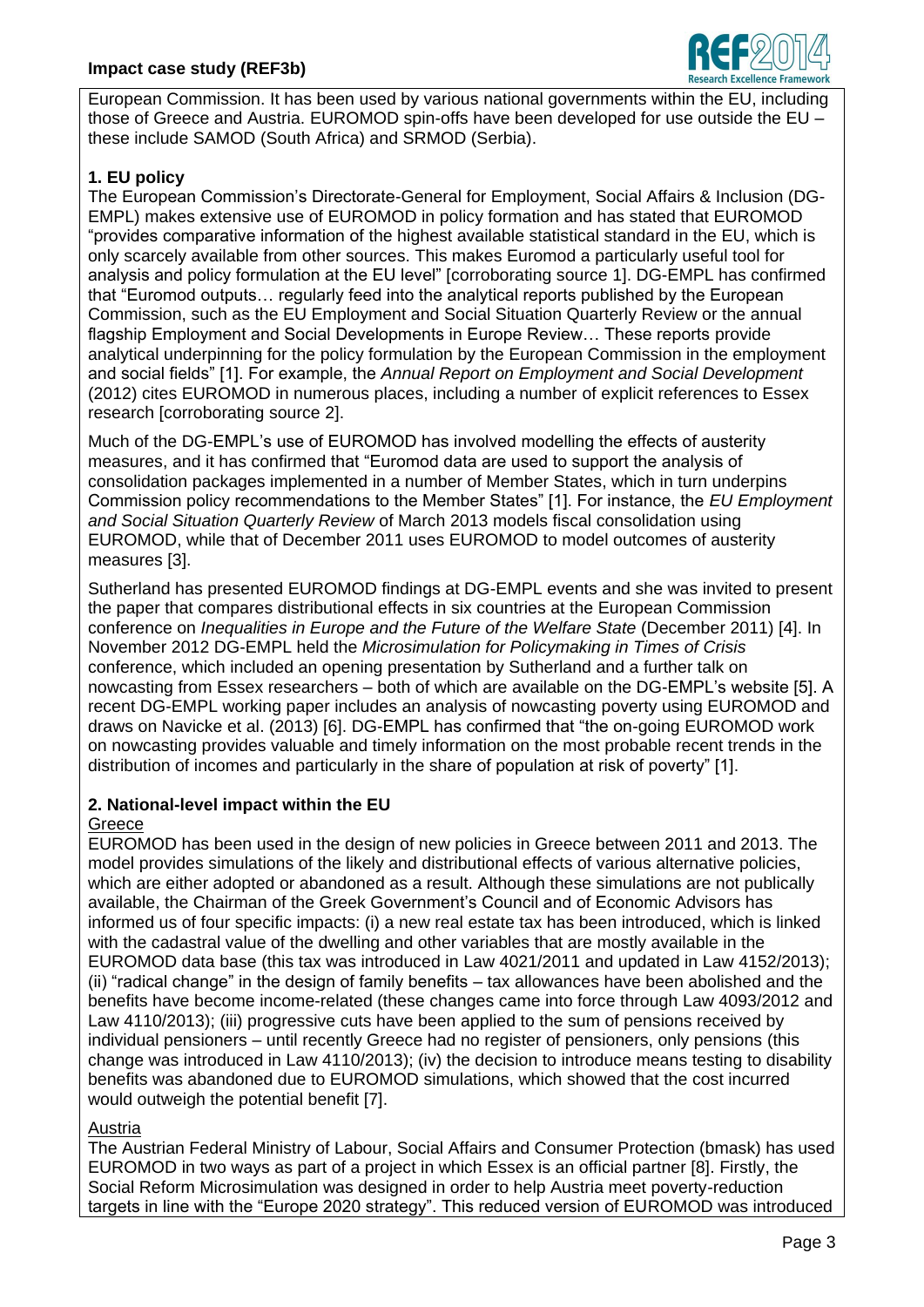European Commission. It has been used by various national governments within the EU, including those of Greece and Austria. EUROMOD spin-offs have been developed for use outside the EU – these include SAMOD (South Africa) and SRMOD (Serbia).

**1. EU policy**

The European Commission's Directorate-General for Employment, Social Affairs & Inclusion (DG-EMPL) makes extensive use of EUROMOD in policy formation and has stated that EUROMOD "provides comparative information of the highest available statistical standard in the EU, which is only scarcely available from other sources. This makes Euromod a particularly useful tool for analysis and policy formulation at the EU level" [corroborating source 1]. DG-EMPL has confirmed that "Euromod outputs… regularly feed into the analytical reports published by the European Commission, such as the EU Employment and Social Situation Quarterly Review or the annual flagship Employment and Social Developments in Europe Review… These reports provide analytical underpinning for the policy formulation by the European Commission in the employment and social fields" [1]. For example, the *Annual Report on Employment and Social Development* (2012) cites EUROMOD in numerous places, including a number of explicit references to Essex research [corroborating source 2].

Much of the DG-EMPL's use of EUROMOD has involved modelling the effects of austerity measures, and it has confirmed that "Euromod data are used to support the analysis of consolidation packages implemented in a number of Member States, which in turn underpins Commission policy recommendations to the Member States" [1]. For instance, the *EU Employment and Social Situation Quarterly Review* of March 2013 models fiscal consolidation using EUROMOD, while that of December 2011 uses EUROMOD to model outcomes of austerity measures [3].

Sutherland has presented EUROMOD findings at DG-EMPL events and she was invited to present the paper that compares distributional effects in six countries at the European Commission conference on *Inequalities in Europe and the Future of the Welfare State* (December 2011) [4]. In November 2012 DG-EMPL held the *Microsimulation for Policymaking in Times of Crisis* conference, which included an opening presentation by Sutherland and a further talk on nowcasting from Essex researchers – both of which are available on the DG-EMPL's website [5]. A recent DG-EMPL working paper includes an analysis of nowcasting poverty using EUROMOD and draws on Navicke et al. (2013) [6]. DG-EMPL has confirmed that "the on-going EUROMOD work on nowcasting provides valuable and timely information on the most probable recent trends in the distribution of incomes and particularly in the share of population at risk of poverty" [1].

**2. National-level impact within the EU**

Greece

EUROMOD has been used in the design of new policies in Greece between 2011 and 2013. The model provides simulations of the likely and distributional effects of various alternative policies, which are either adopted or abandoned as a result. Although these simulations are not publically available, the Chairman of the Greek Government's Council and of Economic Advisors has informed us of four specific impacts: (i) a new real estate tax has been introduced, which is linked with the cadastral value of the dwelling and other variables that are mostly available in the EUROMOD data base (this tax was introduced in Law 4021/2011 and updated in Law 4152/2013); (ii) "radical change" in the design of family benefits – tax allowances have been abolished and the benefits have become income-related (these changes came into force through Law 4093/2012 and Law 4110/2013); (iii) progressive cuts have been applied to the sum of pensions received by individual pensioners – until recently Greece had no register of pensioners, only pensions (this change was introduced in Law 4110/2013); (iv) the decision to introduce means testing to disability benefits was abandoned due to EUROMOD simulations, which showed that the cost incurred would outweigh the potential benefit [7].

Austria

The Austrian Federal Ministry of Labour, Social Affairs and Consumer Protection (bmask) has used EUROMOD in two ways as part of a project in which Essex is an official partner [8]. Firstly, the Social Reform Microsimulation was designed in order to help Austria meet poverty-reduction targets in line with the "Europe 2020 strategy". This reduced version of EUROMOD was introduced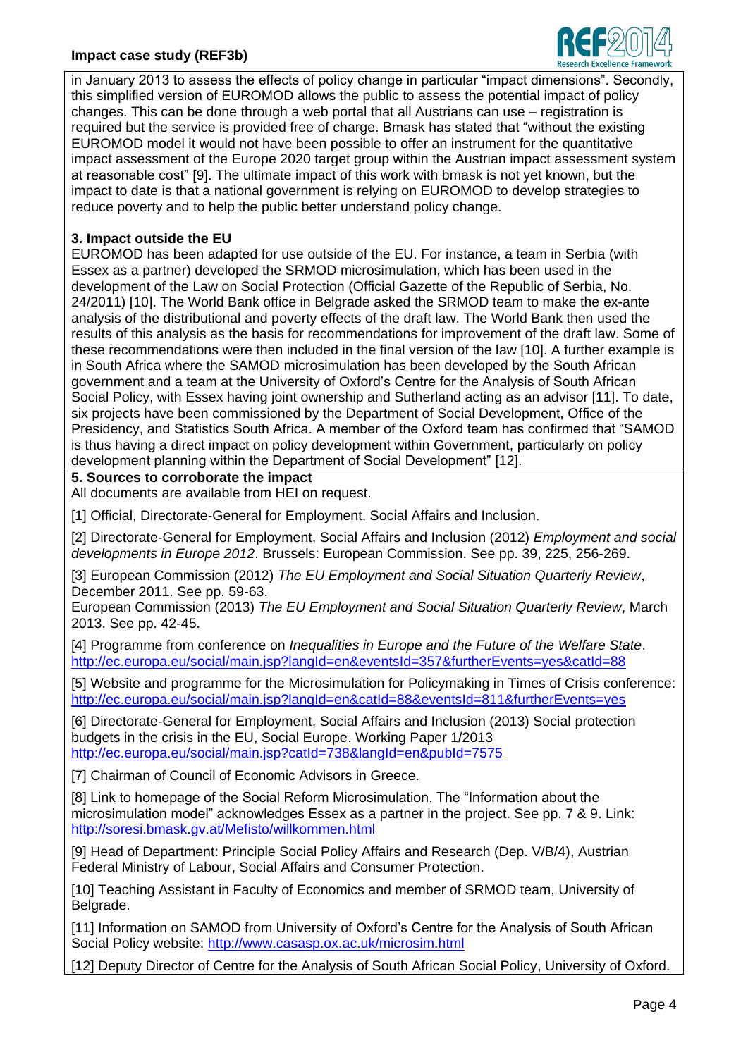in January 2013 to assess the effects of policy change in particular "impact dimensions". Secondly, this simplified version of EUROMOD allows the public to assess the potential impact of policy changes. This can be done through a web portal that all Austrians can use – registration is required but the service is provided free of charge. Bmask has stated that "without the existing EUROMOD model it would not have been possible to offer an instrument for the quantitative impact assessment of the Europe 2020 target group within the Austrian impact assessment system at reasonable cost" [9]. The ultimate impact of this work with bmask is not yet known, but the impact to date is that a national government is relying on EUROMOD to develop strategies to reduce poverty and to help the public better understand policy change.

**3. Impact outside the EU**

EUROMOD has been adapted for use outside of the EU. For instance, a team in Serbia (with Essex as a partner) developed the SRMOD microsimulation, which has been used in the development of the Law on Social Protection (Official Gazette of the Republic of Serbia, No. 24/2011) [10]. The World Bank office in Belgrade asked the SRMOD team to make the ex-ante analysis of the distributional and poverty effects of the draft law. The World Bank then used the results of this analysis as the basis for recommendations for improvement of the draft law. Some of these recommendations were then included in the final version of the law [10]. A further example is in South Africa where the SAMOD microsimulation has been developed by the South African government and a team at the University of Oxford's Centre for the Analysis of South African Social Policy, with Essex having joint ownership and Sutherland acting as an advisor [11]. To date, six projects have been commissioned by the Department of Social Development, Office of the Presidency, and Statistics South Africa. A member of the Oxford team has confirmed that "SAMOD is thus having a direct impact on policy development within Government, particularly on policy development planning within the Department of Social Development" [12].

**5. Sources to corroborate the impact**

All documents are available from HEI on request.

[1] Official, Directorate-General for Employment, Social Affairs and Inclusion.

[2] Directorate-General for Employment, Social Affairs and Inclusion (2012) *Employment and social developments in Europe 2012*. Brussels: European Commission. See pp. 39, 225, 256-269.

[3] European Commission (2012) *The EU Employment and Social Situation Quarterly Review*, December 2011. See pp. 59-63.
European Commission (2013) *The EU Employment and Social Situation Quarterly Review*, March 2013. See pp. 42-45.

[4] Programme from conference on *Inequalities in Europe and the Future of the Welfare State*. http://ec.europa.eu/social/main.jsp?langId=en&eventsId=357&furtherEvents=yes&catId=88

[5] Website and programme for the Microsimulation for Policymaking in Times of Crisis conference: http://ec.europa.eu/social/main.jsp?langId=en&catId=88&eventsId=811&furtherEvents=yes

[6] Directorate-General for Employment, Social Affairs and Inclusion (2013) Social protection budgets in the crisis in the EU, Social Europe. Working Paper 1/2013 http://ec.europa.eu/social/main.jsp?catId=738&langId=en&pubId=7575

[7] Chairman of Council of Economic Advisors in Greece.

[8] Link to homepage of the Social Reform Microsimulation. The "Information about the microsimulation model" acknowledges Essex as a partner in the project. See pp. 7 & 9. Link: http://soresi.bmask.gv.at/Mefisto/willkommen.html

[9] Head of Department: Principle Social Policy Affairs and Research (Dep. V/B/4), Austrian Federal Ministry of Labour, Social Affairs and Consumer Protection.

[10] Teaching Assistant in Faculty of Economics and member of SRMOD team, University of Belgrade.

[11] Information on SAMOD from University of Oxford's Centre for the Analysis of South African Social Policy website: http://www.casasp.ox.ac.uk/microsim.html

[12] Deputy Director of Centre for the Analysis of South African Social Policy, University of Oxford.